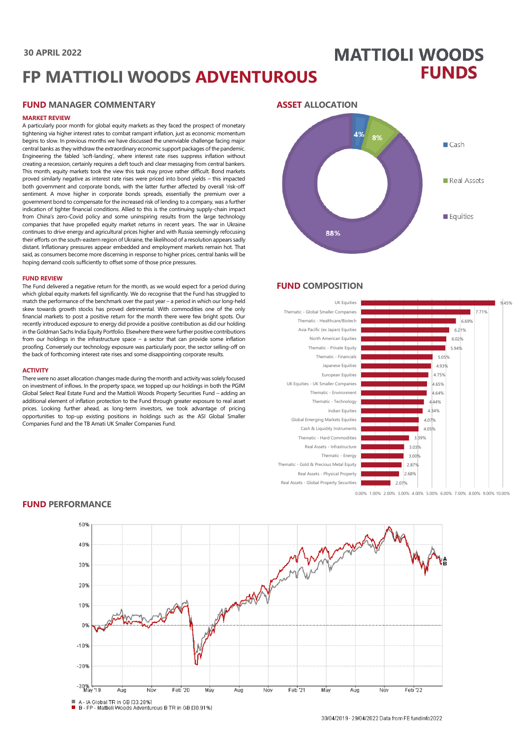30 APRIL 2022

# FP MATTIOLI WOODS ADVENTUROUS

MATTIOLI WOODS FUNDS

## FUND MANAGER COMMENTARY

### MARKET REVIEW

A particularly poor month for global equity markets as they faced the prospect of monetary tightening via higher interest rates to combat rampant inflation, just as economic momentum begins to slow. In previous months we have discussed the unenviable challenge facing major central banks as they withdraw the extraordinary economic support packages of the pandemic. Engineering the fabled 'soft-landing', where interest rate rises suppress inflation without creating a recession, certainly requires a deft touch and clear messaging from central bankers. This month, equity markets took the view this task may prove rather difficult. Bond markets proved similarly negative as interest rate rises were priced into bond yields – this impacted both government and corporate bonds, with the latter further affected by overall 'risk-off' sentiment. A move higher in corporate bonds spreads, essentially the premium over a government bond to compensate for the increased risk of lending to a company, was a further indication of tighter financial conditions. Allied to this is the continuing supply-chain impact from China's zero-Covid policy and some uninspiring results from the large technology companies that have propelled equity market returns in recent years. The war in Ukraine continues to drive energy and agricultural prices higher and with Russia seemingly refocusing their efforts on the south-eastern region of Ukraine, the likelihood of a resolution appears sadly distant. Inflationary pressures appear embedded and employment markets remain hot. That said, as consumers become more discerning in response to higher prices, central banks will be hoping demand cools sufficiently to offset some of those price pressures.

### FUND REVIEW

The Fund delivered a negative return for the month, as we would expect for a period during which global equity markets fell significantly. We do recognise that the Fund has struggled to match the performance of the benchmark over the past year – a period in which our long-held skew towards growth stocks has proved detrimental. With commodities one of the only financial markets to post a positive return for the month there were few bright spots. Our recently introduced exposure to energy did provide a positive contribution as did our holding in the Goldman Sachs India Equity Portfolio. Elsewhere there were further positive contributions from our holdings in the infrastructure space – a sector that can provide some inflation proofing. Conversely our technology exposure was particularly poor, the sector selling-off on the back of forthcoming interest rate rises and some disappointing corporate results.

### ACTIVITY

There were no asset allocation changes made during the month and activity was solely focused on investment of inflows. In the property space, we topped up our holdings in both the PGIM Global Select Real Estate Fund and the Mattioli Woods Property Securities Fund – adding an additional element of inflation protection to the Fund through greater exposure to real asset prices. Looking further ahead, as long-term investors, we took advantage of pricing opportunities to top-up existing positions in holdings such as the ASI Global Smaller Companies Fund and the TB Amati UK Smaller Companies Fund.

## ASSET ALLOCATION

| Asset | Allocation |
|---|---|
| Cash | 4% |
| Real Assets | 8% |
| Equities | 88% |

## FUND COMPOSITION

| Holding | Weight |
|---|---|
| UK Equities | 9.45% |
| Thematic - Global Smaller Companies | 7.71% |
| Thematic - Healthcare/Biotech | 6.69% |
| Asia Pacific (ex Japan) Equities | 6.21% |
| North American Equities | 6.02% |
| Thematic - Private Equity | 5.94% |
| Thematic - Financials | 5.05% |
| Japanese Equities | 4.93% |
| European Equities | 4.75% |
| UK Equities - UK Smaller Companies | 4.65% |
| Thematic - Environment | 4.64% |
| Thematic - Technology | 4.44% |
| Indian Equities | 4.34% |
| Global Emerging Markets Equities | 4.07% |
| Cash & Liquidity Instruments | 4.05% |
| Thematic - Hard Commodities | 3.39% |
| Real Assets - Infrastructure | 3.03% |
| Thematic - Energy | 3.00% |
| Thematic - Gold & Precious Metal Equity | 2.87% |
| Real Assets - Physical Property | 2.68% |
| Real Assets - Global Property Securities | 2.07% |

## FUND PERFORMANCE

- A - IA Global TR in GB [33.28%]
- B - FP - Mattioli Woods Adventurous B TR in GB [30.91%]

30/04/2019 - 29/04/2022 Data from FE fundinfo2022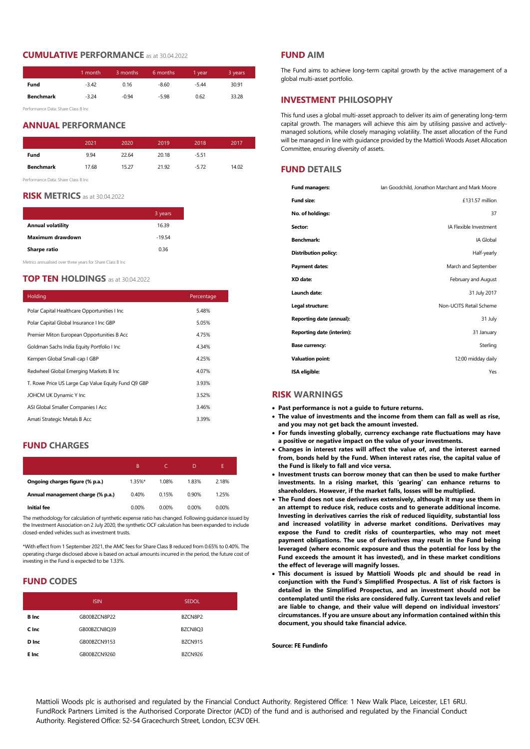## CUMULATIVE PERFORMANCE as at 30.04.2022

| | 1 month | 3 months | 6 months | 1 year | 3 years |
|---|---|---|---|---|---|
| **Fund** | -3.42 | 0.16 | -8.60 | -5.44 | 30.91 |
| **Benchmark** | -3.24 | -0.94 | -5.98 | 0.62 | 33.28 |

Performance Data: Share Class B Inc

## ANNUAL PERFORMANCE

| | 2021 | 2020 | 2019 | 2018 | 2017 |
|---|---|---|---|---|---|
| **Fund** | 9.94 | 22.64 | 20.18 | -5.51 | |
| **Benchmark** | 17.68 | 15.27 | 21.92 | -5.72 | 14.02 |

Performance Data: Share Class B Inc

## RISK METRICS as at 30.04.2022

| | 3 years |
|---|---|
| **Annual volatility** | 16.39 |
| **Maximum drawdown** | -19.54 |
| **Sharpe ratio** | 0.36 |

Metrics annualised over three years for Share Class B Inc

## TOP TEN HOLDINGS as at 30.04.2022

| Holding | Percentage |
|---|---|
| Polar Capital Healthcare Opportunities I Inc | 5.48% |
| Polar Capital Global Insurance I Inc GBP | 5.05% |
| Premier Miton European Opportunities B Acc | 4.75% |
| Goldman Sachs India Equity Portfolio I Inc | 4.34% |
| Kempen Global Small-cap I GBP | 4.25% |
| Redwheel Global Emerging Markets B Inc | 4.07% |
| T. Rowe Price US Large Cap Value Equity Fund Q9 GBP | 3.93% |
| JOHCM UK Dynamic Y Inc | 3.52% |
| ASI Global Smaller Companies I Acc | 3.46% |
| Amati Strategic Metals B Acc | 3.39% |

## FUND CHARGES

| | B | C | D | E |
|---|---|---|---|---|
| **Ongoing charges figure (% p.a.)** | 1.35%* | 1.08% | 1.83% | 2.18% |
| **Annual management charge (% p.a.)** | 0.40% | 0.15% | 0.90% | 1.25% |
| **Initial fee** | 0.00% | 0.00% | 0.00% | 0.00% |

The methodology for calculation of synthetic expense ratio has changed. Following guidance issued by the Investment Association on 2 July 2020, the synthetic OCF calculation has been expanded to include closed-ended vehicles such as investment trusts.

*With effect from 1 September 2021, the AMC fees for Share Class B reduced from 0.65% to 0.40%. The operating charge disclosed above is based on actual amounts incurred in the period, the future cost of investing in the Fund is expected to be 1.33%.

## FUND CODES

| | ISIN | SEDOL |
|---|---|---|
| **B Inc** | GB00BZCN8P22 | BZCN8P2 |
| **C Inc** | GB00BZCN8Q39 | BZCN8Q3 |
| **D Inc** | GB00BZCN9153 | BZCN915 |
| **E Inc** | GB00BZCN9260 | BZCN926 |

## FUND AIM

The Fund aims to achieve long-term capital growth by the active management of a global multi-asset portfolio.

## INVESTMENT PHILOSOPHY

This fund uses a global multi-asset approach to deliver its aim of generating long-term capital growth. The managers will achieve this aim by utilising passive and actively-managed solutions, while closely managing volatility. The asset allocation of the Fund will be managed in line with guidance provided by the Mattioli Woods Asset Allocation Committee, ensuring diversity of assets.

## FUND DETAILS

| | |
|---|---|
| **Fund managers:** | Ian Goodchild, Jonathon Marchant and Mark Moore |
| **Fund size:** | £131.57 million |
| **No. of holdings:** | 37 |
| **Sector:** | IA Flexible Investment |
| **Benchmark:** | IA Global |
| **Distribution policy:** | Half-yearly |
| **Payment dates:** | March and September |
| **XD date:** | February and August |
| **Launch date:** | 31 July 2017 |
| **Legal structure:** | Non-UCITS Retail Scheme |
| **Reporting date (annual):** | 31 July |
| **Reporting date (interim):** | 31 January |
| **Base currency:** | Sterling |
| **Valuation point:** | 12:00 midday daily |
| **ISA eligible:** | Yes |

## RISK WARNINGS

- **Past performance is not a guide to future returns.**
- **The value of investments and the income from them can fall as well as rise, and you may not get back the amount invested.**
- **For funds investing globally, currency exchange rate fluctuations may have a positive or negative impact on the value of your investments.**
- **Changes in interest rates will affect the value of, and the interest earned from, bonds held by the Fund. When interest rates rise, the capital value of the Fund is likely to fall and vice versa.**
- **Investment trusts can borrow money that can then be used to make further investments. In a rising market, this 'gearing' can enhance returns to shareholders. However, if the market falls, losses will be multiplied.**
- **The Fund does not use derivatives extensively, although it may use them in an attempt to reduce risk, reduce costs and to generate additional income. Investing in derivatives carries the risk of reduced liquidity, substantial loss and increased volatility in adverse market conditions. Derivatives may expose the Fund to credit risks of counterparties, who may not meet payment obligations. The use of derivatives may result in the Fund being leveraged (where economic exposure and thus the potential for loss by the Fund exceeds the amount it has invested), and in these market conditions the effect of leverage will magnify losses.**
- **This document is issued by Mattioli Woods plc and should be read in conjunction with the Fund's Simplified Prospectus. A list of risk factors is detailed in the Simplified Prospectus, and an investment should not be contemplated until the risks are considered fully. Current tax levels and relief are liable to change, and their value will depend on individual investors' circumstances. If you are unsure about any information contained within this document, you should take financial advice.**

**Source: FE Fundinfo**

Mattioli Woods plc is authorised and regulated by the Financial Conduct Authority. Registered Office: 1 New Walk Place, Leicester, LE1 6RU. FundRock Partners Limited is the Authorised Corporate Director (ACD) of the fund and is authorised and regulated by the Financial Conduct Authority. Registered Office: 52-54 Gracechurch Street, London, EC3V 0EH.